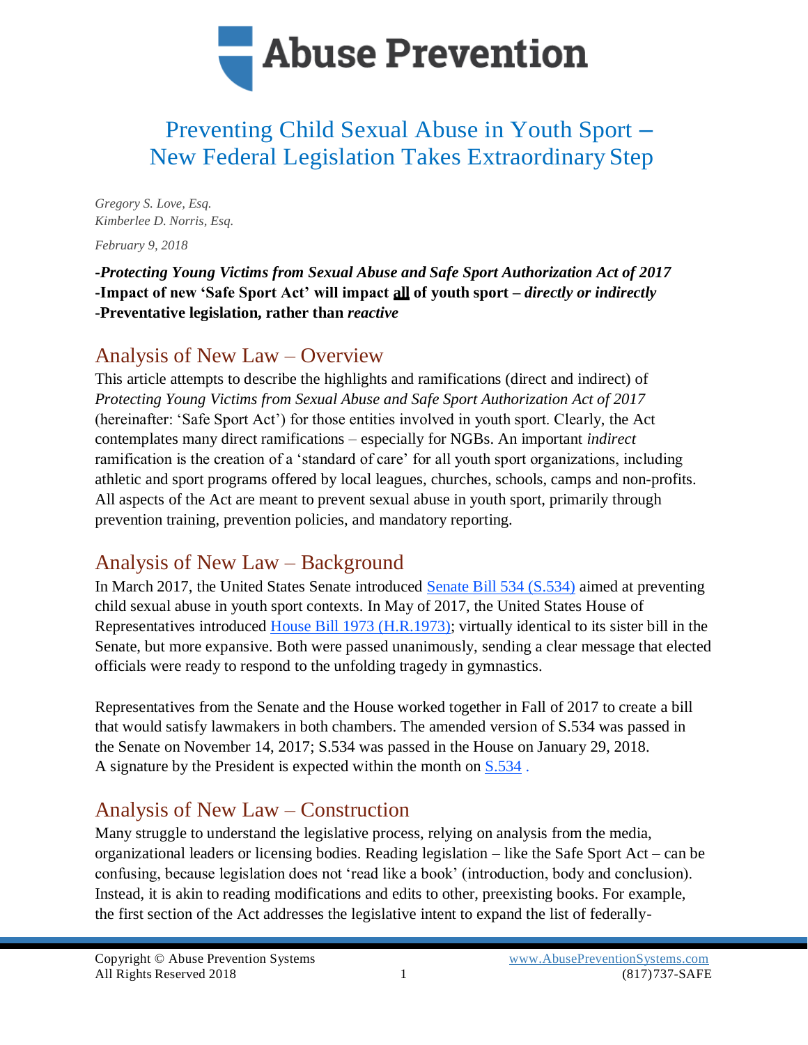# Abuse Prevention

## Preventing Child Sexual Abuse in Youth Sport – New Federal Legislation Takes Extraordinary Step

*Gregory S. Love, Esq.*
*Kimberlee D. Norris, Esq.*

*February 9, 2018*

**-*Protecting Young Victims from Sexual Abuse and Safe Sport Authorization Act of 2017***
**-Impact of new 'Safe Sport Act' will impact <u>all</u> of youth sport – *directly or indirectly***
**-Preventative legislation, rather than *reactive***

## Analysis of New Law – Overview

This article attempts to describe the highlights and ramifications (direct and indirect) of *Protecting Young Victims from Sexual Abuse and Safe Sport Authorization Act of 2017* (hereinafter: 'Safe Sport Act') for those entities involved in youth sport. Clearly, the Act contemplates many direct ramifications – especially for NGBs. An important *indirect* ramification is the creation of a 'standard of care' for all youth sport organizations, including athletic and sport programs offered by local leagues, churches, schools, camps and non-profits. All aspects of the Act are meant to prevent sexual abuse in youth sport, primarily through prevention training, prevention policies, and mandatory reporting.

## Analysis of New Law – Background

In March 2017, the United States Senate introduced [Senate Bill 534 (S.534)] aimed at preventing child sexual abuse in youth sport contexts. In May of 2017, the United States House of Representatives introduced [House Bill 1973 (H.R.1973)]; virtually identical to its sister bill in the Senate, but more expansive. Both were passed unanimously, sending a clear message that elected officials were ready to respond to the unfolding tragedy in gymnastics.

Representatives from the Senate and the House worked together in Fall of 2017 to create a bill that would satisfy lawmakers in both chambers. The amended version of S.534 was passed in the Senate on November 14, 2017; S.534 was passed in the House on January 29, 2018. A signature by the President is expected within the month on [S.534] .

## Analysis of New Law – Construction

Many struggle to understand the legislative process, relying on analysis from the media, organizational leaders or licensing bodies. Reading legislation – like the Safe Sport Act – can be confusing, because legislation does not 'read like a book' (introduction, body and conclusion). Instead, it is akin to reading modifications and edits to other, preexisting books. For example, the first section of the Act addresses the legislative intent to expand the list of federally-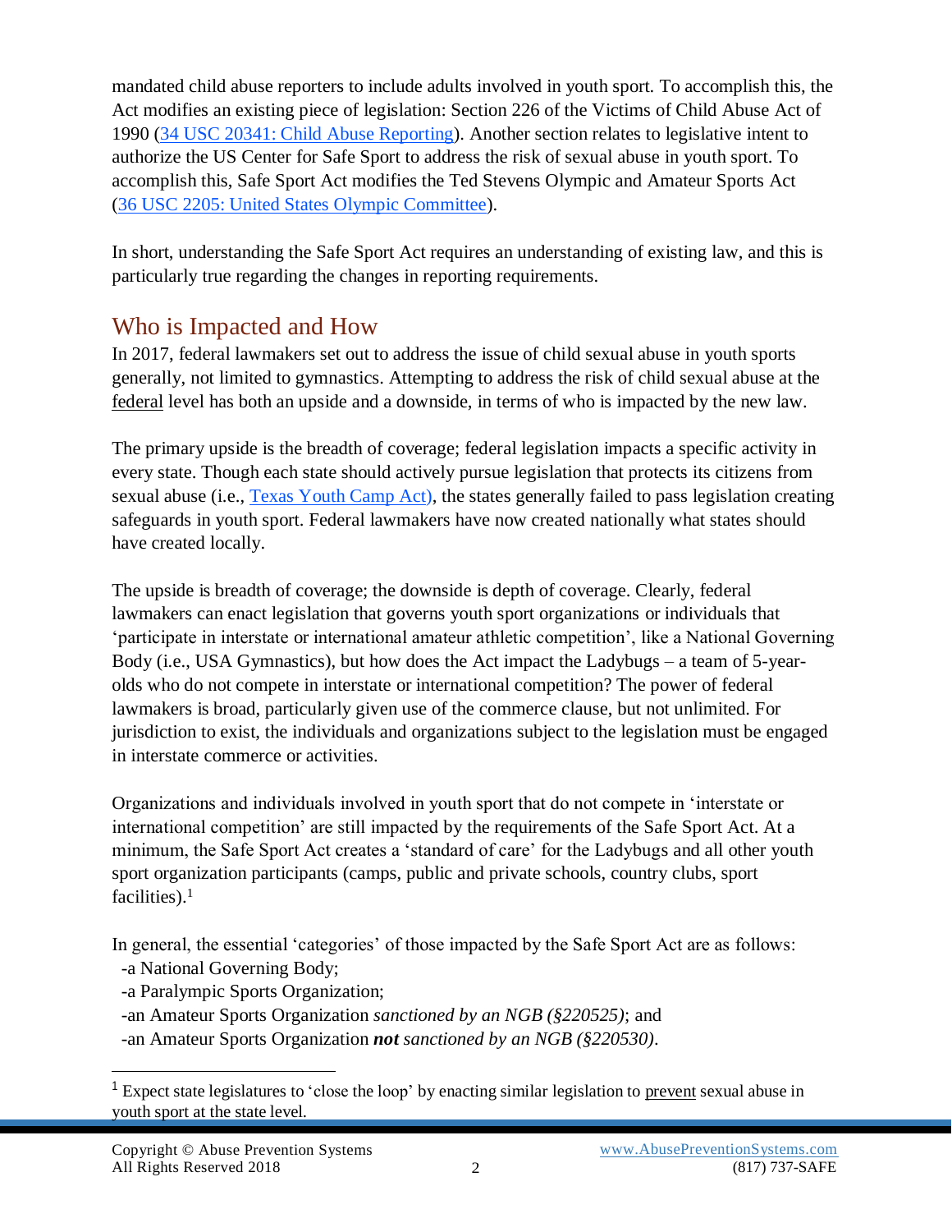mandated child abuse reporters to include adults involved in youth sport. To accomplish this, the Act modifies an existing piece of legislation: Section 226 of the Victims of Child Abuse Act of 1990 ([34 USC 20341: Child Abuse Reporting](#)). Another section relates to legislative intent to authorize the US Center for Safe Sport to address the risk of sexual abuse in youth sport. To accomplish this, Safe Sport Act modifies the Ted Stevens Olympic and Amateur Sports Act ([36 USC 2205: United States Olympic Committee](#)).

In short, understanding the Safe Sport Act requires an understanding of existing law, and this is particularly true regarding the changes in reporting requirements.

## Who is Impacted and How

In 2017, federal lawmakers set out to address the issue of child sexual abuse in youth sports generally, not limited to gymnastics. Attempting to address the risk of child sexual abuse at the federal level has both an upside and a downside, in terms of who is impacted by the new law.

The primary upside is the breadth of coverage; federal legislation impacts a specific activity in every state. Though each state should actively pursue legislation that protects its citizens from sexual abuse (i.e., [Texas Youth Camp Act](#)), the states generally failed to pass legislation creating safeguards in youth sport. Federal lawmakers have now created nationally what states should have created locally.

The upside is breadth of coverage; the downside is depth of coverage. Clearly, federal lawmakers can enact legislation that governs youth sport organizations or individuals that 'participate in interstate or international amateur athletic competition', like a National Governing Body (i.e., USA Gymnastics), but how does the Act impact the Ladybugs – a team of 5-year-olds who do not compete in interstate or international competition? The power of federal lawmakers is broad, particularly given use of the commerce clause, but not unlimited. For jurisdiction to exist, the individuals and organizations subject to the legislation must be engaged in interstate commerce or activities.

Organizations and individuals involved in youth sport that do not compete in 'interstate or international competition' are still impacted by the requirements of the Safe Sport Act. At a minimum, the Safe Sport Act creates a 'standard of care' for the Ladybugs and all other youth sport organization participants (camps, public and private schools, country clubs, sport facilities).[1]

In general, the essential 'categories' of those impacted by the Safe Sport Act are as follows:

- a National Governing Body;
- a Paralympic Sports Organization;
- an Amateur Sports Organization *sanctioned by an NGB (§220525)*; and
- an Amateur Sports Organization ***not*** *sanctioned by an NGB (§220530)*.

[1] Expect state legislatures to 'close the loop' by enacting similar legislation to prevent sexual abuse in youth sport at the state level.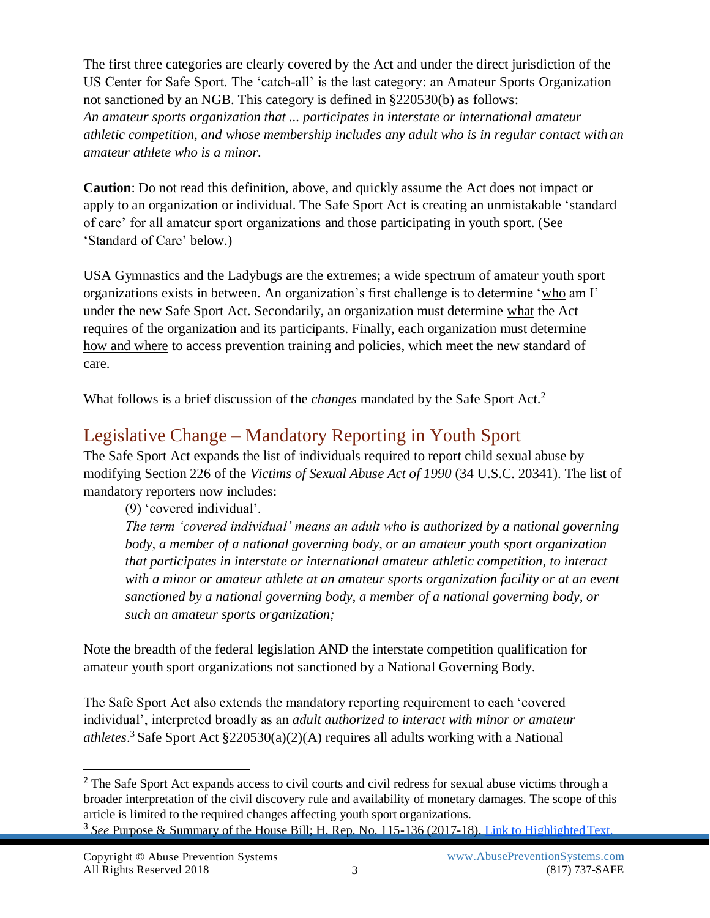The first three categories are clearly covered by the Act and under the direct jurisdiction of the US Center for Safe Sport. The 'catch-all' is the last category: an Amateur Sports Organization not sanctioned by an NGB. This category is defined in §220530(b) as follows:
*An amateur sports organization that ... participates in interstate or international amateur athletic competition, and whose membership includes any adult who is in regular contact with an amateur athlete who is a minor.*

**Caution**: Do not read this definition, above, and quickly assume the Act does not impact or apply to an organization or individual. The Safe Sport Act is creating an unmistakable 'standard of care' for all amateur sport organizations and those participating in youth sport. (See 'Standard of Care' below.)

USA Gymnastics and the Ladybugs are the extremes; a wide spectrum of amateur youth sport organizations exists in between. An organization's first challenge is to determine '<u>who</u> am I' under the new Safe Sport Act. Secondarily, an organization must determine <u>what</u> the Act requires of the organization and its participants. Finally, each organization must determine <u>how and where</u> to access prevention training and policies, which meet the new standard of care.

What follows is a brief discussion of the *changes* mandated by the Safe Sport Act.[2]

## Legislative Change – Mandatory Reporting in Youth Sport

The Safe Sport Act expands the list of individuals required to report child sexual abuse by modifying Section 226 of the *Victims of Sexual Abuse Act of 1990* (34 U.S.C. 20341). The list of mandatory reporters now includes:

> (9) 'covered individual'.
> *The term 'covered individual' means an adult who is authorized by a national governing body, a member of a national governing body, or an amateur youth sport organization that participates in interstate or international amateur athletic competition, to interact with a minor or amateur athlete at an amateur sports organization facility or at an event sanctioned by a national governing body, a member of a national governing body, or such an amateur sports organization;*

Note the breadth of the federal legislation AND the interstate competition qualification for amateur youth sport organizations not sanctioned by a National Governing Body.

The Safe Sport Act also extends the mandatory reporting requirement to each 'covered individual', interpreted broadly as an *adult authorized to interact with minor or amateur athletes*.[3] Safe Sport Act §220530(a)(2)(A) requires all adults working with a National

---

[2] The Safe Sport Act expands access to civil courts and civil redress for sexual abuse victims through a broader interpretation of the civil discovery rule and availability of monetary damages. The scope of this article is limited to the required changes affecting youth sport organizations.

[3] *See* Purpose & Summary of the House Bill; H. Rep. No. 115-136 (2017-18). [Link to Highlighted Text.]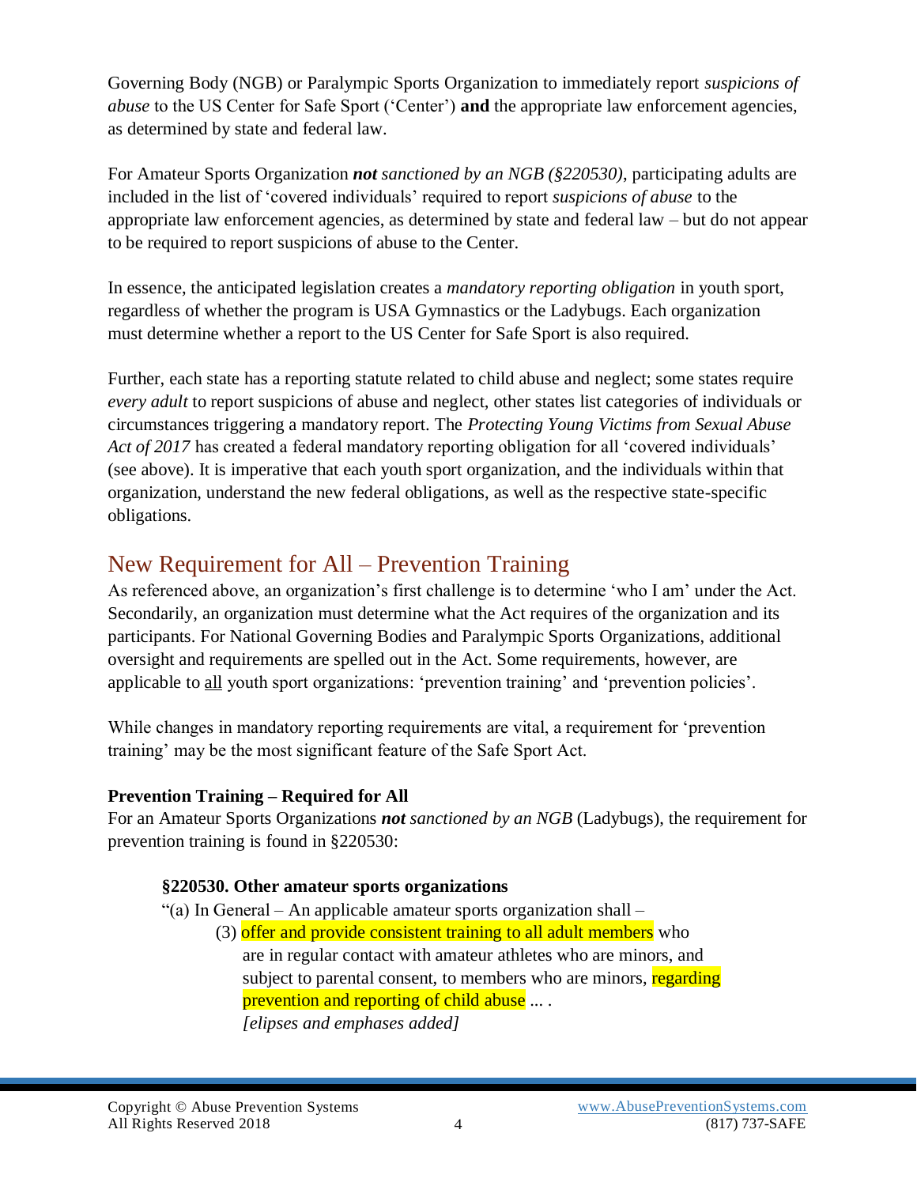Governing Body (NGB) or Paralympic Sports Organization to immediately report *suspicions of abuse* to the US Center for Safe Sport ('Center') **and** the appropriate law enforcement agencies, as determined by state and federal law.

For Amateur Sports Organization ***not** sanctioned by an NGB (§220530)*, participating adults are included in the list of 'covered individuals' required to report *suspicions of abuse* to the appropriate law enforcement agencies, as determined by state and federal law – but do not appear to be required to report suspicions of abuse to the Center.

In essence, the anticipated legislation creates a *mandatory reporting obligation* in youth sport, regardless of whether the program is USA Gymnastics or the Ladybugs. Each organization must determine whether a report to the US Center for Safe Sport is also required.

Further, each state has a reporting statute related to child abuse and neglect; some states require *every adult* to report suspicions of abuse and neglect, other states list categories of individuals or circumstances triggering a mandatory report. The *Protecting Young Victims from Sexual Abuse Act of 2017* has created a federal mandatory reporting obligation for all 'covered individuals' (see above). It is imperative that each youth sport organization, and the individuals within that organization, understand the new federal obligations, as well as the respective state-specific obligations.

## New Requirement for All – Prevention Training

As referenced above, an organization's first challenge is to determine 'who I am' under the Act. Secondarily, an organization must determine what the Act requires of the organization and its participants. For National Governing Bodies and Paralympic Sports Organizations, additional oversight and requirements are spelled out in the Act. Some requirements, however, are applicable to <u>all</u> youth sport organizations: 'prevention training' and 'prevention policies'.

While changes in mandatory reporting requirements are vital, a requirement for 'prevention training' may be the most significant feature of the Safe Sport Act.

**Prevention Training – Required for All**

For an Amateur Sports Organizations ***not** sanctioned by an NGB* (Ladybugs), the requirement for prevention training is found in §220530:

> **§220530. Other amateur sports organizations**
>
> "(a) In General – An applicable amateur sports organization shall –
>
> > (3) offer and provide consistent training to all adult members who are in regular contact with amateur athletes who are minors, and subject to parental consent, to members who are minors, regarding prevention and reporting of child abuse ... .
> >
> > *[elipses and emphases added]*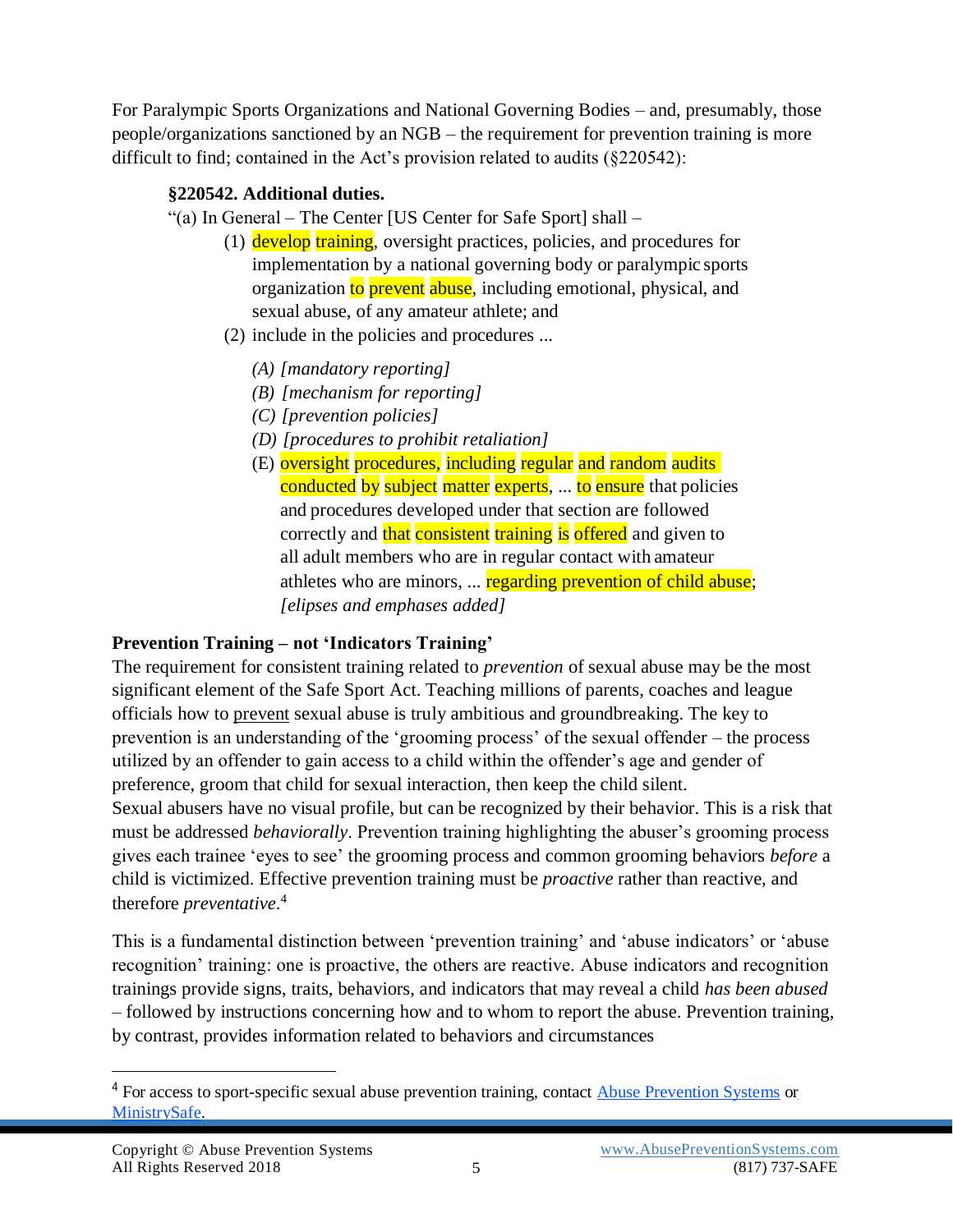For Paralympic Sports Organizations and National Governing Bodies – and, presumably, those people/organizations sanctioned by an NGB – the requirement for prevention training is more difficult to find; contained in the Act's provision related to audits (§220542):

> **§220542. Additional duties.**
>
> "(a) In General – The Center [US Center for Safe Sport] shall –
>
> (1) **develop training**, oversight practices, policies, and procedures for implementation by a national governing body or paralympic sports organization **to prevent abuse**, including emotional, physical, and sexual abuse, of any amateur athlete; and
>
> (2) include in the policies and procedures ...
>
> *(A) [mandatory reporting]*
>
> *(B) [mechanism for reporting]*
>
> *(C) [prevention policies]*
>
> *(D) [procedures to prohibit retaliation]*
>
> (E) **oversight procedures, including regular and random audits conducted by subject matter experts**, ... **to ensure** that policies and procedures developed under that section are followed correctly and **that consistent training is offered** and given to all adult members who are in regular contact with amateur athletes who are minors, ... **regarding prevention of child abuse**;
>
> *[elipses and emphases added]*

**Prevention Training – not 'Indicators Training'**

The requirement for consistent training related to *prevention* of sexual abuse may be the most significant element of the Safe Sport Act. Teaching millions of parents, coaches and league officials how to prevent sexual abuse is truly ambitious and groundbreaking. The key to prevention is an understanding of the 'grooming process' of the sexual offender – the process utilized by an offender to gain access to a child within the offender's age and gender of preference, groom that child for sexual interaction, then keep the child silent.

Sexual abusers have no visual profile, but can be recognized by their behavior. This is a risk that must be addressed *behaviorally*. Prevention training highlighting the abuser's grooming process gives each trainee 'eyes to see' the grooming process and common grooming behaviors *before* a child is victimized. Effective prevention training must be *proactive* rather than reactive, and therefore *preventative*.[4]

This is a fundamental distinction between 'prevention training' and 'abuse indicators' or 'abuse recognition' training: one is proactive, the others are reactive. Abuse indicators and recognition trainings provide signs, traits, behaviors, and indicators that may reveal a child *has been abused* – followed by instructions concerning how and to whom to report the abuse. Prevention training, by contrast, provides information related to behaviors and circumstances

[4] For access to sport-specific sexual abuse prevention training, contact Abuse Prevention Systems or MinistrySafe.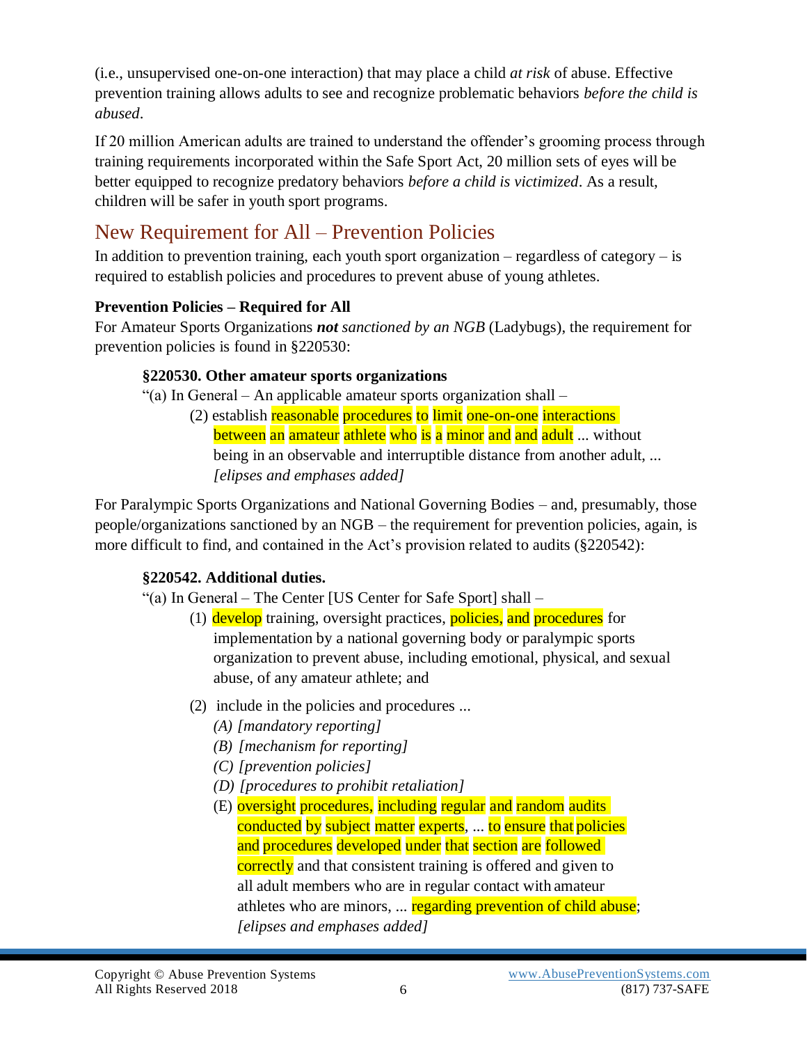(i.e., unsupervised one-on-one interaction) that may place a child *at risk* of abuse. Effective prevention training allows adults to see and recognize problematic behaviors *before the child is abused*.

If 20 million American adults are trained to understand the offender's grooming process through training requirements incorporated within the Safe Sport Act, 20 million sets of eyes will be better equipped to recognize predatory behaviors *before a child is victimized*. As a result, children will be safer in youth sport programs.

## New Requirement for All – Prevention Policies

In addition to prevention training, each youth sport organization – regardless of category – is required to establish policies and procedures to prevent abuse of young athletes.

**Prevention Policies – Required for All**

For Amateur Sports Organizations ***not*** *sanctioned by an NGB* (Ladybugs), the requirement for prevention policies is found in §220530:

> **§220530. Other amateur sports organizations**
>
> "(a) In General – An applicable amateur sports organization shall –
>
> (2) establish reasonable procedures to limit one-on-one interactions between an amateur athlete who is a minor and and adult ... without being in an observable and interruptible distance from another adult, ... *[elipses and emphases added]*

For Paralympic Sports Organizations and National Governing Bodies – and, presumably, those people/organizations sanctioned by an NGB – the requirement for prevention policies, again, is more difficult to find, and contained in the Act's provision related to audits (§220542):

> **§220542. Additional duties.**
>
> "(a) In General – The Center [US Center for Safe Sport] shall –
>
> (1) develop training, oversight practices, policies, and procedures for implementation by a national governing body or paralympic sports organization to prevent abuse, including emotional, physical, and sexual abuse, of any amateur athlete; and
>
> (2) include in the policies and procedures ...
>
> *(A) [mandatory reporting]*
>
> *(B) [mechanism for reporting]*
>
> *(C) [prevention policies]*
>
> *(D) [procedures to prohibit retaliation]*
>
> (E) oversight procedures, including regular and random audits conducted by subject matter experts, ... to ensure that policies and procedures developed under that section are followed correctly and that consistent training is offered and given to all adult members who are in regular contact with amateur athletes who are minors, ... regarding prevention of child abuse; *[elipses and emphases added]*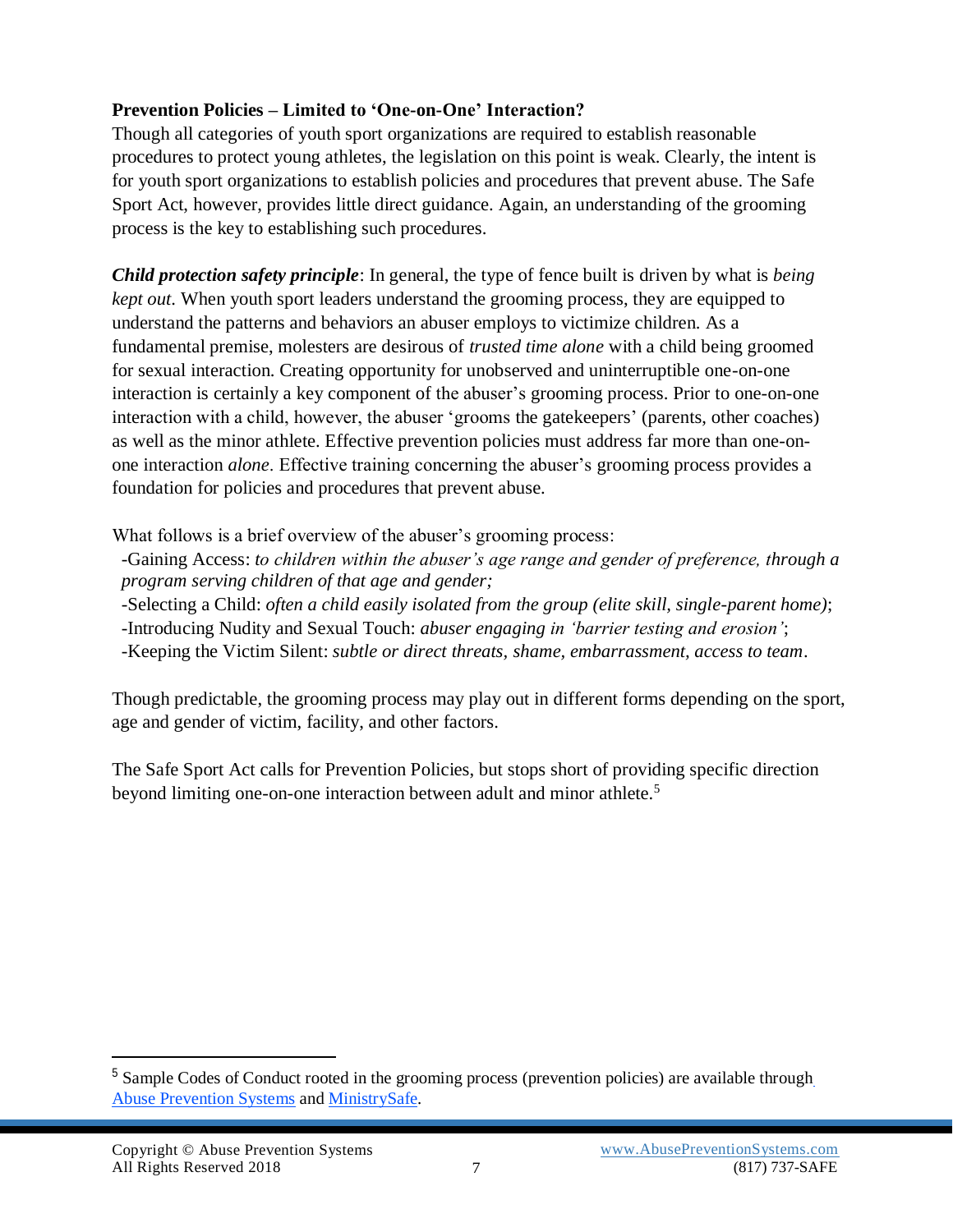**Prevention Policies – Limited to 'One-on-One' Interaction?**

Though all categories of youth sport organizations are required to establish reasonable procedures to protect young athletes, the legislation on this point is weak. Clearly, the intent is for youth sport organizations to establish policies and procedures that prevent abuse. The Safe Sport Act, however, provides little direct guidance. Again, an understanding of the grooming process is the key to establishing such procedures.

***Child protection safety principle***: In general, the type of fence built is driven by what is *being kept out*. When youth sport leaders understand the grooming process, they are equipped to understand the patterns and behaviors an abuser employs to victimize children. As a fundamental premise, molesters are desirous of *trusted time alone* with a child being groomed for sexual interaction. Creating opportunity for unobserved and uninterruptible one-on-one interaction is certainly a key component of the abuser's grooming process. Prior to one-on-one interaction with a child, however, the abuser 'grooms the gatekeepers' (parents, other coaches) as well as the minor athlete. Effective prevention policies must address far more than one-on-one interaction *alone*. Effective training concerning the abuser's grooming process provides a foundation for policies and procedures that prevent abuse.

What follows is a brief overview of the abuser's grooming process:

- -Gaining Access: *to children within the abuser's age range and gender of preference, through a program serving children of that age and gender;*
- -Selecting a Child: *often a child easily isolated from the group (elite skill, single-parent home)*;
- -Introducing Nudity and Sexual Touch: *abuser engaging in 'barrier testing and erosion'*;
- -Keeping the Victim Silent: *subtle or direct threats, shame, embarrassment, access to team*.

Though predictable, the grooming process may play out in different forms depending on the sport, age and gender of victim, facility, and other factors.

The Safe Sport Act calls for Prevention Policies, but stops short of providing specific direction beyond limiting one-on-one interaction between adult and minor athlete.[5]

[5] Sample Codes of Conduct rooted in the grooming process (prevention policies) are available through Abuse Prevention Systems and MinistrySafe.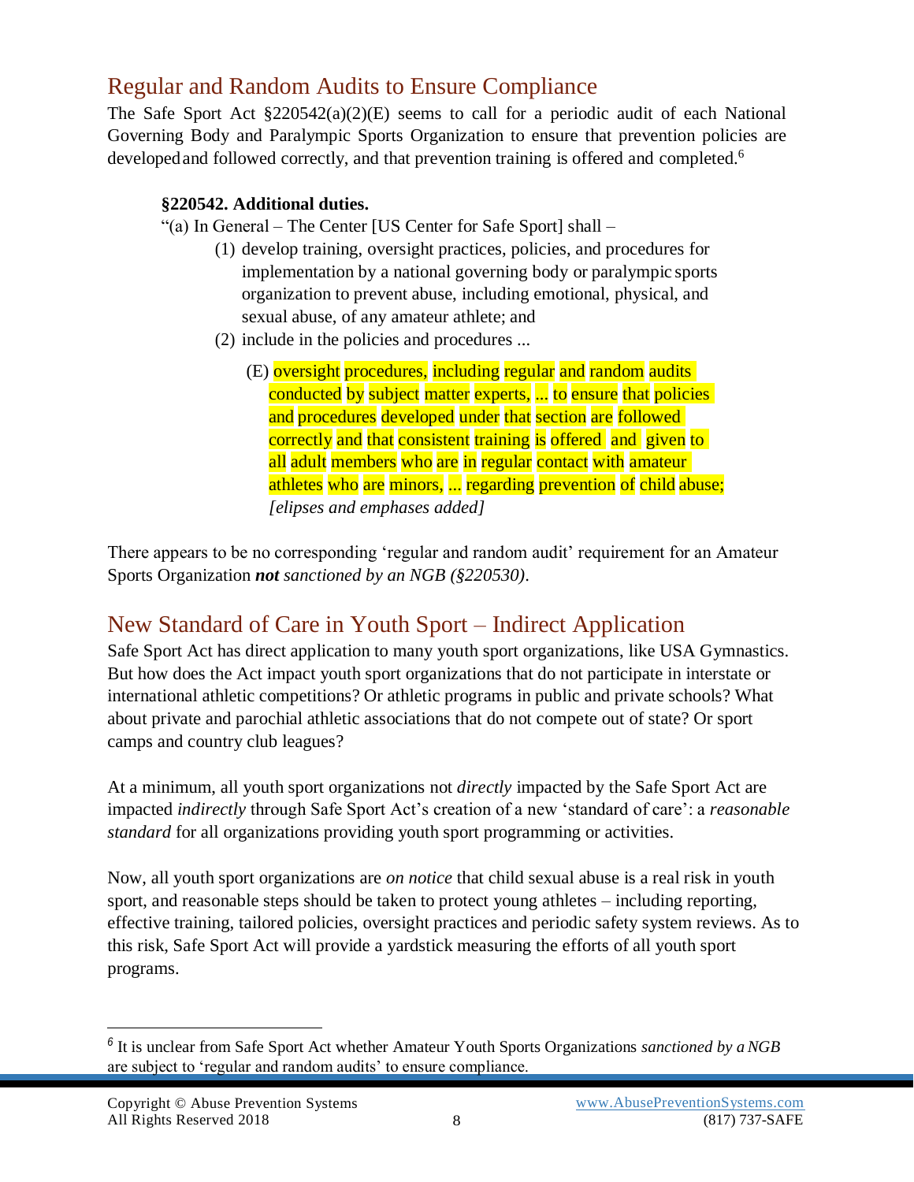## Regular and Random Audits to Ensure Compliance

The Safe Sport Act §220542(a)(2)(E) seems to call for a periodic audit of each National Governing Body and Paralympic Sports Organization to ensure that prevention policies are developed and followed correctly, and that prevention training is offered and completed.[6]

> **§220542. Additional duties.**
>
> "(a) In General – The Center [US Center for Safe Sport] shall –
>
> (1) develop training, oversight practices, policies, and procedures for implementation by a national governing body or paralympic sports organization to prevent abuse, including emotional, physical, and sexual abuse, of any amateur athlete; and
>
> (2) include in the policies and procedures ...
>
> (E) oversight procedures, including regular and random audits conducted by subject matter experts, ... to ensure that policies and procedures developed under that section are followed correctly and that consistent training is offered and given to all adult members who are in regular contact with amateur athletes who are minors, ... regarding prevention of child abuse; *[elipses and emphases added]*

There appears to be no corresponding 'regular and random audit' requirement for an Amateur Sports Organization ***not*** *sanctioned by an NGB (§220530)*.

## New Standard of Care in Youth Sport – Indirect Application

Safe Sport Act has direct application to many youth sport organizations, like USA Gymnastics. But how does the Act impact youth sport organizations that do not participate in interstate or international athletic competitions? Or athletic programs in public and private schools? What about private and parochial athletic associations that do not compete out of state? Or sport camps and country club leagues?

At a minimum, all youth sport organizations not *directly* impacted by the Safe Sport Act are impacted *indirectly* through Safe Sport Act's creation of a new 'standard of care': a *reasonable standard* for all organizations providing youth sport programming or activities.

Now, all youth sport organizations are *on notice* that child sexual abuse is a real risk in youth sport, and reasonable steps should be taken to protect young athletes – including reporting, effective training, tailored policies, oversight practices and periodic safety system reviews. As to this risk, Safe Sport Act will provide a yardstick measuring the efforts of all youth sport programs.

---

[6] It is unclear from Safe Sport Act whether Amateur Youth Sports Organizations *sanctioned by a NGB* are subject to 'regular and random audits' to ensure compliance.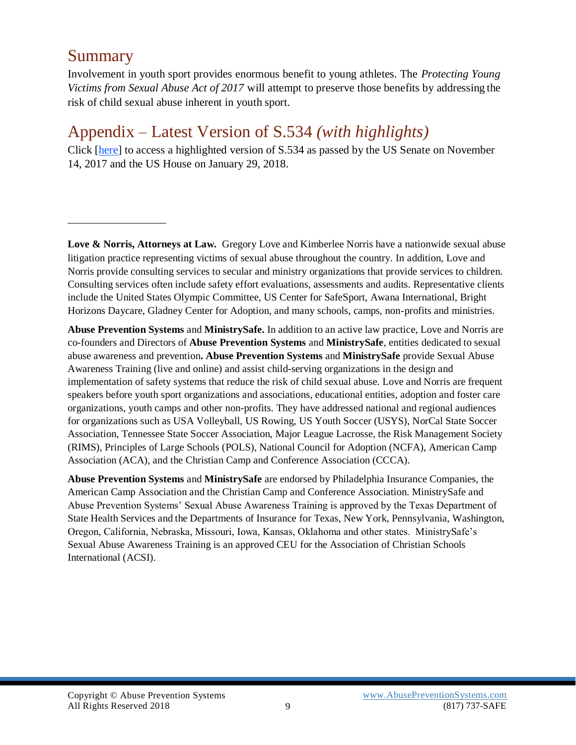## Summary

Involvement in youth sport provides enormous benefit to young athletes. The *Protecting Young Victims from Sexual Abuse Act of 2017* will attempt to preserve those benefits by addressing the risk of child sexual abuse inherent in youth sport.

## Appendix – Latest Version of S.534 *(with highlights)*

Click [here] to access a highlighted version of S.534 as passed by the US Senate on November 14, 2017 and the US House on January 29, 2018.

---

**Love & Norris, Attorneys at Law.** Gregory Love and Kimberlee Norris have a nationwide sexual abuse litigation practice representing victims of sexual abuse throughout the country. In addition, Love and Norris provide consulting services to secular and ministry organizations that provide services to children. Consulting services often include safety effort evaluations, assessments and audits. Representative clients include the United States Olympic Committee, US Center for SafeSport, Awana International, Bright Horizons Daycare, Gladney Center for Adoption, and many schools, camps, non-profits and ministries.

**Abuse Prevention Systems** and **MinistrySafe.** In addition to an active law practice, Love and Norris are co-founders and Directors of **Abuse Prevention Systems** and **MinistrySafe**, entities dedicated to sexual abuse awareness and prevention**. Abuse Prevention Systems** and **MinistrySafe** provide Sexual Abuse Awareness Training (live and online) and assist child-serving organizations in the design and implementation of safety systems that reduce the risk of child sexual abuse. Love and Norris are frequent speakers before youth sport organizations and associations, educational entities, adoption and foster care organizations, youth camps and other non-profits. They have addressed national and regional audiences for organizations such as USA Volleyball, US Rowing, US Youth Soccer (USYS), NorCal State Soccer Association, Tennessee State Soccer Association, Major League Lacrosse, the Risk Management Society (RIMS), Principles of Large Schools (POLS), National Council for Adoption (NCFA), American Camp Association (ACA), and the Christian Camp and Conference Association (CCCA).

**Abuse Prevention Systems** and **MinistrySafe** are endorsed by Philadelphia Insurance Companies, the American Camp Association and the Christian Camp and Conference Association. MinistrySafe and Abuse Prevention Systems' Sexual Abuse Awareness Training is approved by the Texas Department of State Health Services and the Departments of Insurance for Texas, New York, Pennsylvania, Washington, Oregon, California, Nebraska, Missouri, Iowa, Kansas, Oklahoma and other states. MinistrySafe's Sexual Abuse Awareness Training is an approved CEU for the Association of Christian Schools International (ACSI).